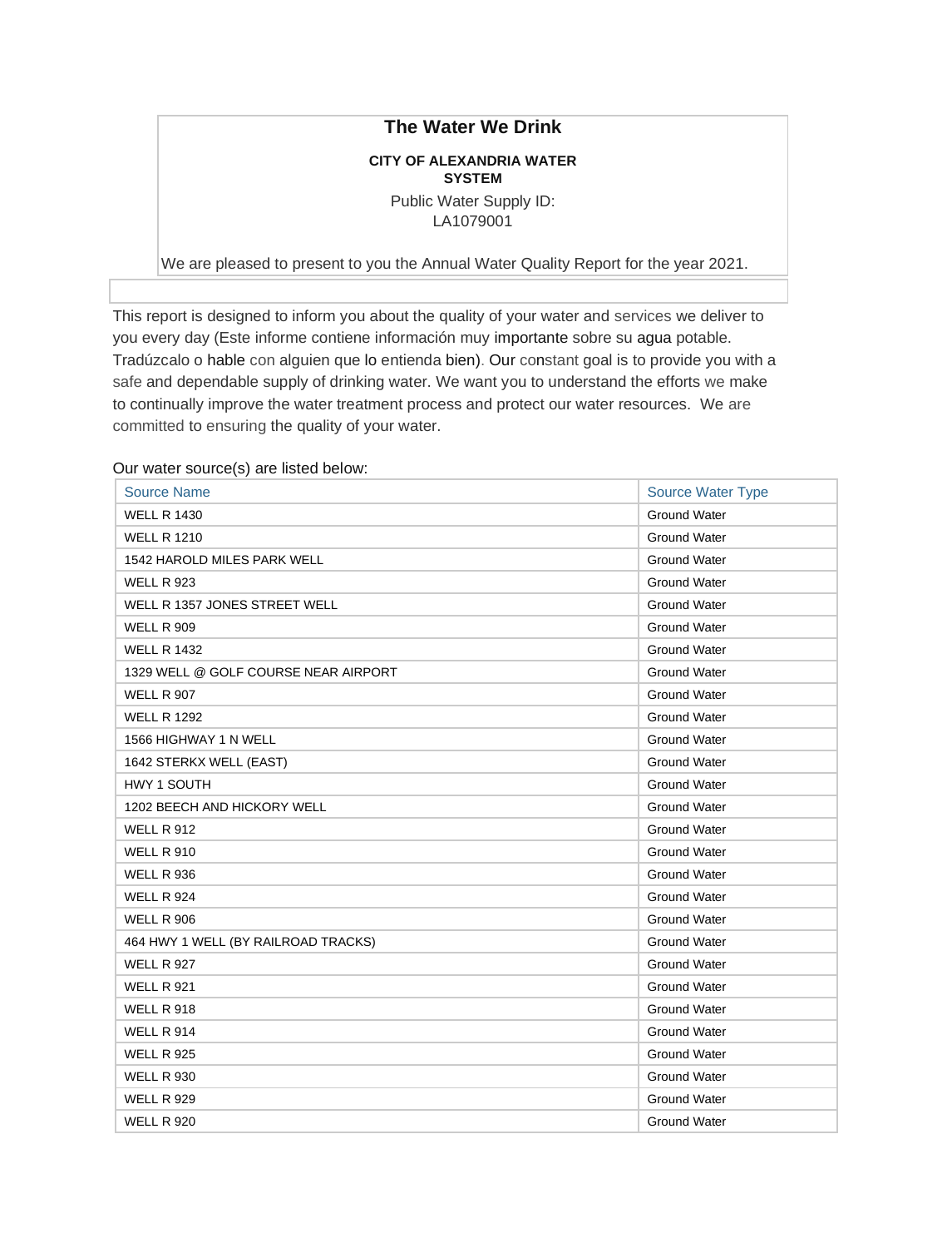# The Water We Drink

**CITY OF ALEXANDRIA WATER SYSTEM**

Public Water Supply ID: LA1079001

We are pleased to present to you the Annual Water Quality Report for the year 2021.

This report is designed to inform you about the quality of your water and services we deliver to you every day (Este informe contiene información muy importante sobre su agua potable. Tradúzcalo o hable con alguien que lo entienda bien). Our constant goal is to provide you with a safe and dependable supply of drinking water. We want you to understand the efforts we make to continually improve the water treatment process and protect our water resources. We are committed to ensuring the quality of your water.

Our water source(s) are listed below:

| Source Name | Source Water Type |
| --- | --- |
| WELL R 1430 | Ground Water |
| WELL R 1210 | Ground Water |
| 1542 HAROLD MILES PARK WELL | Ground Water |
| WELL R 923 | Ground Water |
| WELL R 1357 JONES STREET WELL | Ground Water |
| WELL R 909 | Ground Water |
| WELL R 1432 | Ground Water |
| 1329 WELL @ GOLF COURSE NEAR AIRPORT | Ground Water |
| WELL R 907 | Ground Water |
| WELL R 1292 | Ground Water |
| 1566 HIGHWAY 1 N WELL | Ground Water |
| 1642 STERKX WELL (EAST) | Ground Water |
| HWY 1 SOUTH | Ground Water |
| 1202 BEECH AND HICKORY WELL | Ground Water |
| WELL R 912 | Ground Water |
| WELL R 910 | Ground Water |
| WELL R 936 | Ground Water |
| WELL R 924 | Ground Water |
| WELL R 906 | Ground Water |
| 464 HWY 1 WELL (BY RAILROAD TRACKS) | Ground Water |
| WELL R 927 | Ground Water |
| WELL R 921 | Ground Water |
| WELL R 918 | Ground Water |
| WELL R 914 | Ground Water |
| WELL R 925 | Ground Water |
| WELL R 930 | Ground Water |
| WELL R 929 | Ground Water |
| WELL R 920 | Ground Water |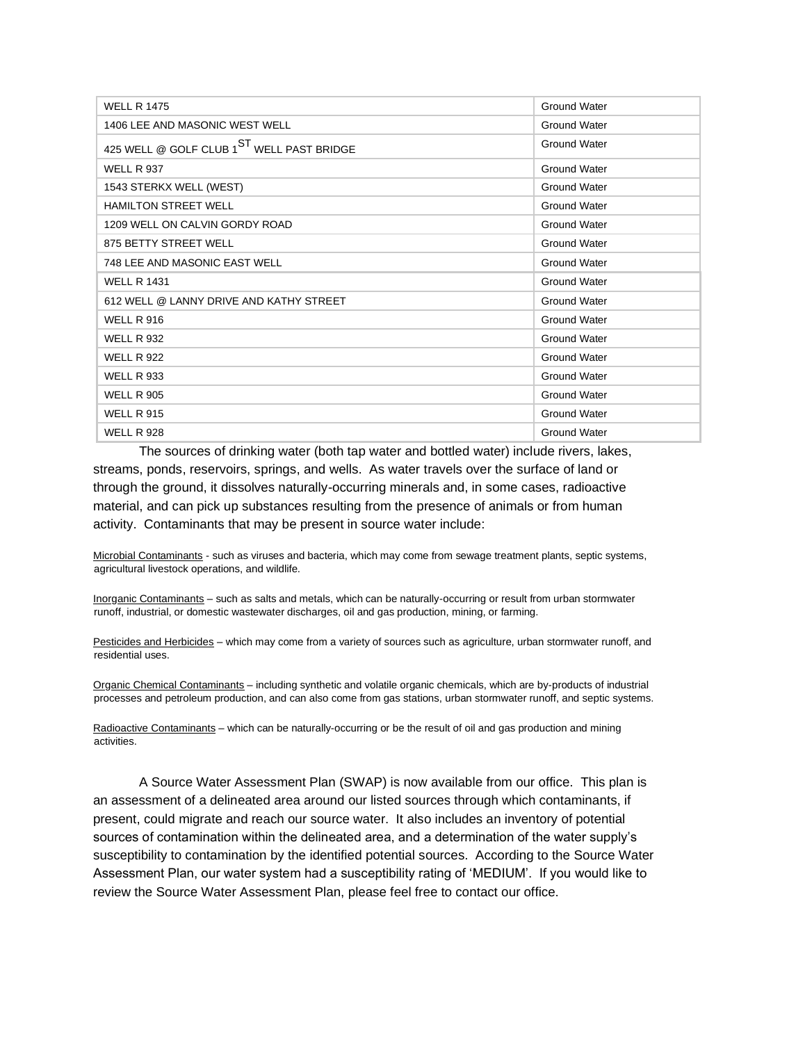| | |
|---|---|
| WELL R 1475 | Ground Water |
| 1406 LEE AND MASONIC WEST WELL | Ground Water |
| 425 WELL @ GOLF CLUB 1$^{ST}$ WELL PAST BRIDGE | Ground Water |
| WELL R 937 | Ground Water |
| 1543 STERKX WELL (WEST) | Ground Water |
| HAMILTON STREET WELL | Ground Water |
| 1209 WELL ON CALVIN GORDY ROAD | Ground Water |
| 875 BETTY STREET WELL | Ground Water |
| 748 LEE AND MASONIC EAST WELL | Ground Water |
| WELL R 1431 | Ground Water |
| 612 WELL @ LANNY DRIVE AND KATHY STREET | Ground Water |
| WELL R 916 | Ground Water |
| WELL R 932 | Ground Water |
| WELL R 922 | Ground Water |
| WELL R 933 | Ground Water |
| WELL R 905 | Ground Water |
| WELL R 915 | Ground Water |
| WELL R 928 | Ground Water |

The sources of drinking water (both tap water and bottled water) include rivers, lakes, streams, ponds, reservoirs, springs, and wells. As water travels over the surface of land or through the ground, it dissolves naturally-occurring minerals and, in some cases, radioactive material, and can pick up substances resulting from the presence of animals or from human activity. Contaminants that may be present in source water include:

Microbial Contaminants - such as viruses and bacteria, which may come from sewage treatment plants, septic systems, agricultural livestock operations, and wildlife.

Inorganic Contaminants – such as salts and metals, which can be naturally-occurring or result from urban stormwater runoff, industrial, or domestic wastewater discharges, oil and gas production, mining, or farming.

Pesticides and Herbicides – which may come from a variety of sources such as agriculture, urban stormwater runoff, and residential uses.

Organic Chemical Contaminants – including synthetic and volatile organic chemicals, which are by-products of industrial processes and petroleum production, and can also come from gas stations, urban stormwater runoff, and septic systems.

Radioactive Contaminants – which can be naturally-occurring or be the result of oil and gas production and mining activities.

A Source Water Assessment Plan (SWAP) is now available from our office. This plan is an assessment of a delineated area around our listed sources through which contaminants, if present, could migrate and reach our source water. It also includes an inventory of potential sources of contamination within the delineated area, and a determination of the water supply's susceptibility to contamination by the identified potential sources. According to the Source Water Assessment Plan, our water system had a susceptibility rating of 'MEDIUM'. If you would like to review the Source Water Assessment Plan, please feel free to contact our office.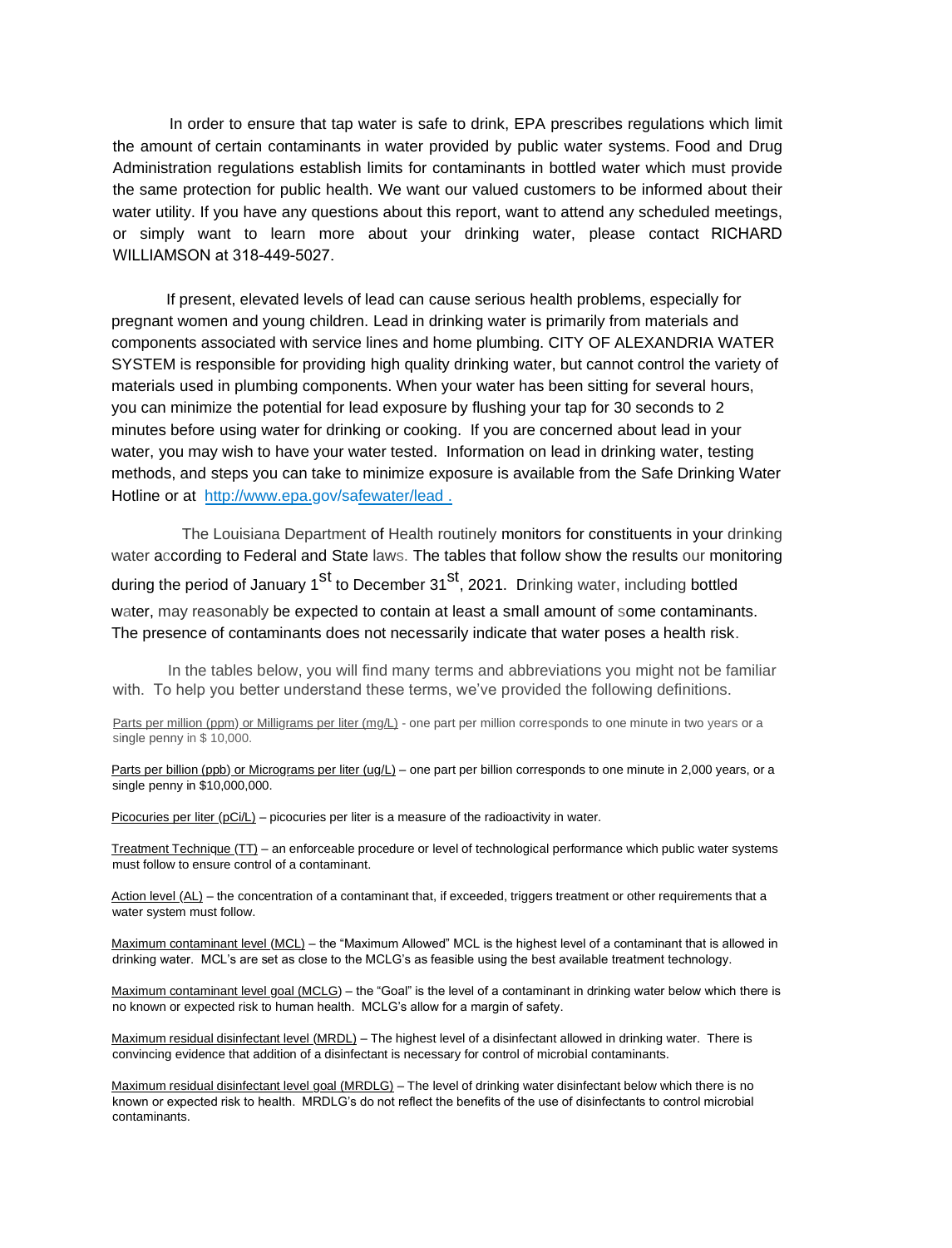In order to ensure that tap water is safe to drink, EPA prescribes regulations which limit the amount of certain contaminants in water provided by public water systems. Food and Drug Administration regulations establish limits for contaminants in bottled water which must provide the same protection for public health. We want our valued customers to be informed about their water utility. If you have any questions about this report, want to attend any scheduled meetings, or simply want to learn more about your drinking water, please contact RICHARD WILLIAMSON at 318-449-5027.

If present, elevated levels of lead can cause serious health problems, especially for pregnant women and young children. Lead in drinking water is primarily from materials and components associated with service lines and home plumbing. CITY OF ALEXANDRIA WATER SYSTEM is responsible for providing high quality drinking water, but cannot control the variety of materials used in plumbing components. When your water has been sitting for several hours, you can minimize the potential for lead exposure by flushing your tap for 30 seconds to 2 minutes before using water for drinking or cooking. If you are concerned about lead in your water, you may wish to have your water tested. Information on lead in drinking water, testing methods, and steps you can take to minimize exposure is available from the Safe Drinking Water Hotline or at http://www.epa.gov/safewater/lead .

The Louisiana Department of Health routinely monitors for constituents in your drinking water according to Federal and State laws. The tables that follow show the results our monitoring during the period of January 1st to December 31st, 2021. Drinking water, including bottled water, may reasonably be expected to contain at least a small amount of some contaminants. The presence of contaminants does not necessarily indicate that water poses a health risk.

In the tables below, you will find many terms and abbreviations you might not be familiar with. To help you better understand these terms, we've provided the following definitions.

Parts per million (ppm) or Milligrams per liter (mg/L) - one part per million corresponds to one minute in two years or a single penny in $ 10,000.

Parts per billion (ppb) or Micrograms per liter (ug/L) – one part per billion corresponds to one minute in 2,000 years, or a single penny in $10,000,000.

Picocuries per liter (pCi/L) – picocuries per liter is a measure of the radioactivity in water.

Treatment Technique (TT) – an enforceable procedure or level of technological performance which public water systems must follow to ensure control of a contaminant.

Action level (AL) – the concentration of a contaminant that, if exceeded, triggers treatment or other requirements that a water system must follow.

Maximum contaminant level (MCL) – the "Maximum Allowed" MCL is the highest level of a contaminant that is allowed in drinking water. MCL's are set as close to the MCLG's as feasible using the best available treatment technology.

Maximum contaminant level goal (MCLG) – the "Goal" is the level of a contaminant in drinking water below which there is no known or expected risk to human health. MCLG's allow for a margin of safety.

Maximum residual disinfectant level (MRDL) – The highest level of a disinfectant allowed in drinking water. There is convincing evidence that addition of a disinfectant is necessary for control of microbial contaminants.

Maximum residual disinfectant level goal (MRDLG) – The level of drinking water disinfectant below which there is no known or expected risk to health. MRDLG's do not reflect the benefits of the use of disinfectants to control microbial contaminants.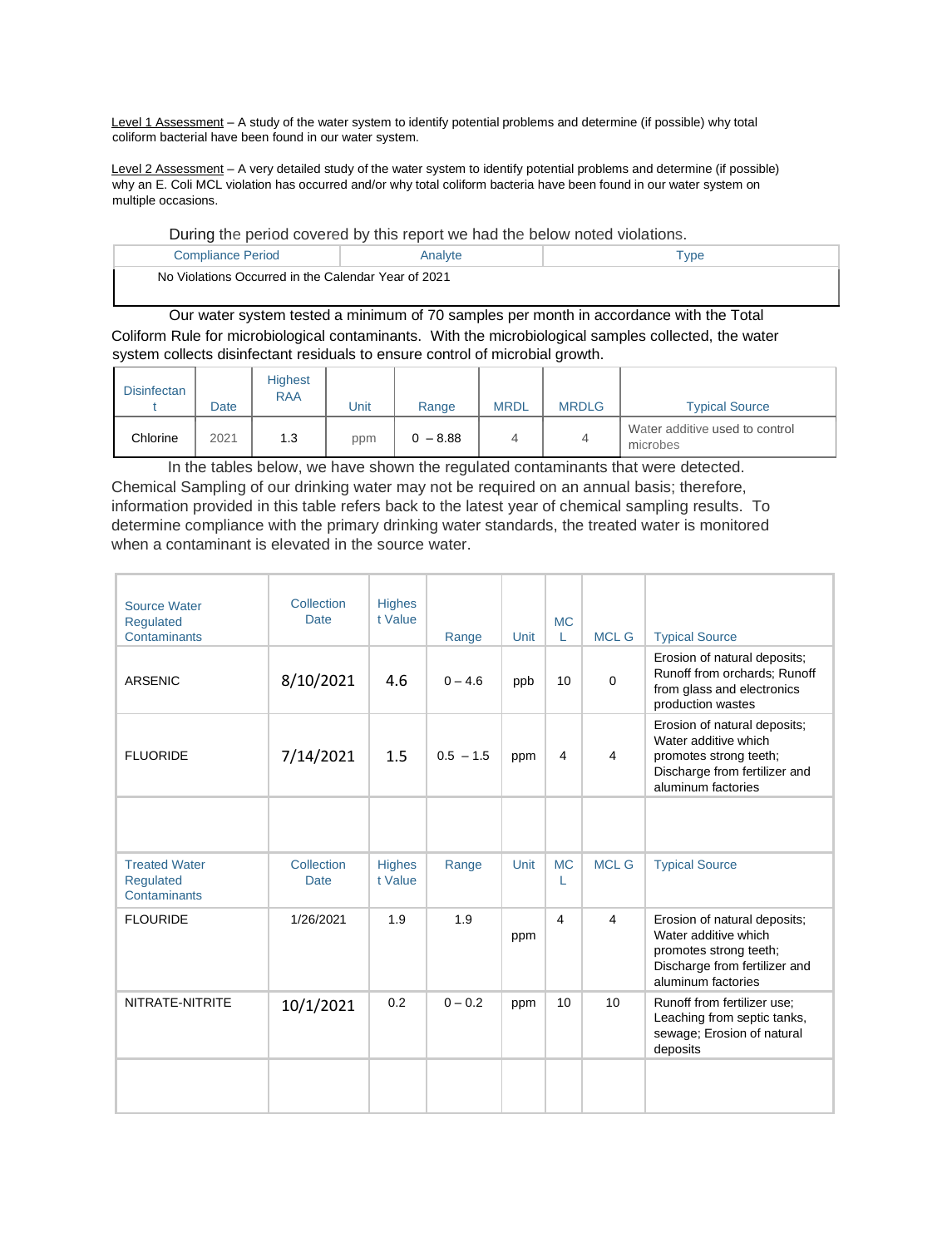Level 1 Assessment – A study of the water system to identify potential problems and determine (if possible) why total coliform bacterial have been found in our water system.

Level 2 Assessment – A very detailed study of the water system to identify potential problems and determine (if possible) why an E. Coli MCL violation has occurred and/or why total coliform bacteria have been found in our water system on multiple occasions.

During the period covered by this report we had the below noted violations.

| Compliance Period | Analyte | Type |
|---|---|---|
| No Violations Occurred in the Calendar Year of 2021 | | |

Our water system tested a minimum of 70 samples per month in accordance with the Total Coliform Rule for microbiological contaminants. With the microbiological samples collected, the water system collects disinfectant residuals to ensure control of microbial growth.

| Disinfectant | Date | Highest RAA | Unit | Range | MRDL | MRDLG | Typical Source |
|---|---|---|---|---|---|---|---|
| Chlorine | 2021 | 1.3 | ppm | 0 – 8.88 | 4 | 4 | Water additive used to control microbes |

In the tables below, we have shown the regulated contaminants that were detected. Chemical Sampling of our drinking water may not be required on an annual basis; therefore, information provided in this table refers back to the latest year of chemical sampling results. To determine compliance with the primary drinking water standards, the treated water is monitored when a contaminant is elevated in the source water.

| Source Water Regulated Contaminants | Collection Date | Highest Value | Range | Unit | MCL | MCL G | Typical Source |
|---|---|---|---|---|---|---|---|
| ARSENIC | 8/10/2021 | 4.6 | 0 – 4.6 | ppb | 10 | 0 | Erosion of natural deposits; Runoff from orchards; Runoff from glass and electronics production wastes |
| FLUORIDE | 7/14/2021 | 1.5 | 0.5 – 1.5 | ppm | 4 | 4 | Erosion of natural deposits; Water additive which promotes strong teeth; Discharge from fertilizer and aluminum factories |
| | | | | | | | |
| **Treated Water Regulated Contaminants** | **Collection Date** | **Highest Value** | **Range** | **Unit** | **MCL** | **MCL G** | **Typical Source** |
| FLOURIDE | 1/26/2021 | 1.9 | 1.9 | ppm | 4 | 4 | Erosion of natural deposits; Water additive which promotes strong teeth; Discharge from fertilizer and aluminum factories |
| NITRATE-NITRITE | 10/1/2021 | 0.2 | 0 – 0.2 | ppm | 10 | 10 | Runoff from fertilizer use; Leaching from septic tanks, sewage; Erosion of natural deposits |
| | | | | | | | |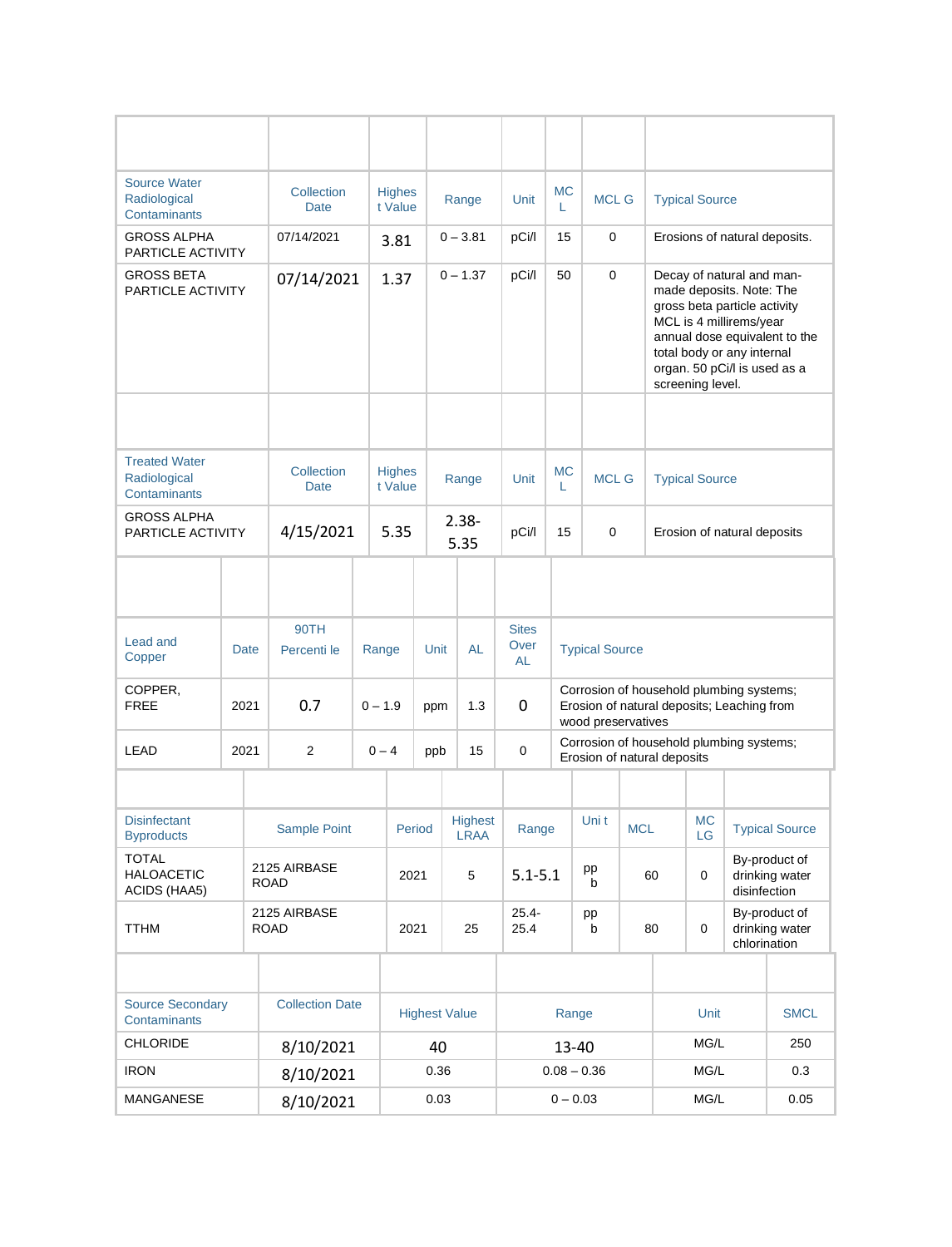| Source Water Radiological Contaminants | Collection Date | Highest Value | Range | Unit | MCL | MCL G | Typical Source |
|---|---|---|---|---|---|---|---|
| GROSS ALPHA PARTICLE ACTIVITY | 07/14/2021 | 3.81 | 0 – 3.81 | pCi/l | 15 | 0 | Erosions of natural deposits. |
| GROSS BETA PARTICLE ACTIVITY | 07/14/2021 | 1.37 | 0 – 1.37 | pCi/l | 50 | 0 | Decay of natural and man-made deposits. Note: The gross beta particle activity MCL is 4 millirems/year annual dose equivalent to the total body or any internal organ. 50 pCi/l is used as a screening level. |

| Treated Water Radiological Contaminants | Collection Date | Highest Value | Range | Unit | MCL | MCL G | Typical Source |
|---|---|---|---|---|---|---|---|
| GROSS ALPHA PARTICLE ACTIVITY | 4/15/2021 | 5.35 | 2.38-5.35 | pCi/l | 15 | 0 | Erosion of natural deposits |

| Lead and Copper | Date | 90TH Percentile | Range | Unit | AL | Sites Over AL | Typical Source |
|---|---|---|---|---|---|---|---|
| COPPER, FREE | 2021 | 0.7 | 0 – 1.9 | ppm | 1.3 | 0 | Corrosion of household plumbing systems; Erosion of natural deposits; Leaching from wood preservatives |
| LEAD | 2021 | 2 | 0 – 4 | ppb | 15 | 0 | Corrosion of household plumbing systems; Erosion of natural deposits |

| Disinfectant Byproducts | Sample Point | Period | Highest LRAA | Range | Unit | MCL | MCLG | Typical Source |
|---|---|---|---|---|---|---|---|---|
| TOTAL HALOACETIC ACIDS (HAA5) | 2125 AIRBASE ROAD | 2021 | 5 | 5.1-5.1 | ppb | 60 | 0 | By-product of drinking water disinfection |
| TTHM | 2125 AIRBASE ROAD | 2021 | 25 | 25.4-25.4 | ppb | 80 | 0 | By-product of drinking water chlorination |

| Source Secondary Contaminants | Collection Date | Highest Value | Range | Unit | SMCL |
|---|---|---|---|---|---|
| CHLORIDE | 8/10/2021 | 40 | 13-40 | MG/L | 250 |
| IRON | 8/10/2021 | 0.36 | 0.08 – 0.36 | MG/L | 0.3 |
| MANGANESE | 8/10/2021 | 0.03 | 0 – 0.03 | MG/L | 0.05 |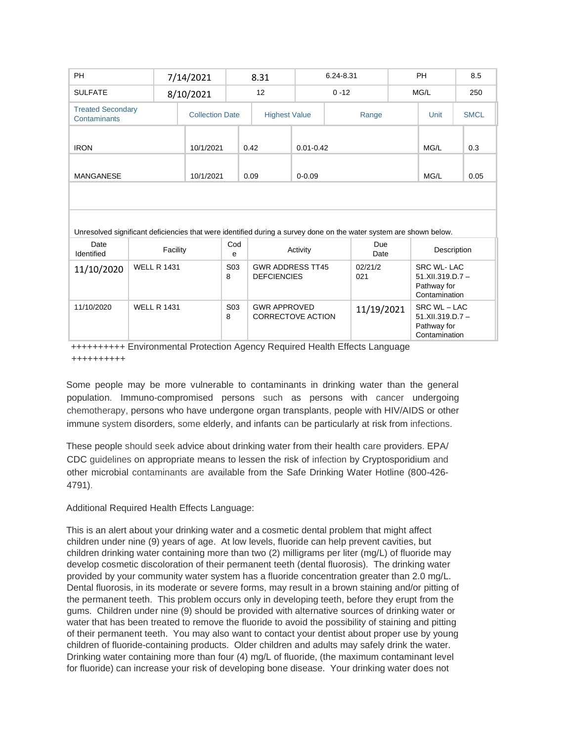| | | | | | |
|---|---|---|---|---|---|
| PH | 7/14/2021 | 8.31 | 6.24-8.31 | PH | 8.5 |
| SULFATE | 8/10/2021 | 12 | 0 -12 | MG/L | 250 |

| Treated Secondary Contaminants | Collection Date | Highest Value | Range | Unit | SMCL |
|---|---|---|---|---|---|
| IRON | 10/1/2021 | 0.42 | 0.01-0.42 | MG/L | 0.3 |
| MANGANESE | 10/1/2021 | 0.09 | 0-0.09 | MG/L | 0.05 |

Unresolved significant deficiencies that were identified during a survey done on the water system are shown below.

| Date Identified | Facility | Code | Activity | Due Date | Description |
|---|---|---|---|---|---|
| 11/10/2020 | WELL R 1431 | S038 | GWR ADDRESS TT45 DEFCIENCIES | 02/21/2021 | SRC WL- LAC 51.XII.319.D.7 – Pathway for Contamination |
| 11/10/2020 | WELL R 1431 | S038 | GWR APPROVED CORRECTOVE ACTION | 11/19/2021 | SRC WL – LAC 51.XII.319.D.7 – Pathway for Contamination |

++++++++++ Environmental Protection Agency Required Health Effects Language ++++++++++

Some people may be more vulnerable to contaminants in drinking water than the general population. Immuno-compromised persons such as persons with cancer undergoing chemotherapy, persons who have undergone organ transplants, people with HIV/AIDS or other immune system disorders, some elderly, and infants can be particularly at risk from infections.

These people should seek advice about drinking water from their health care providers. EPA/ CDC guidelines on appropriate means to lessen the risk of infection by Cryptosporidium and other microbial contaminants are available from the Safe Drinking Water Hotline (800-426-4791).

Additional Required Health Effects Language:

This is an alert about your drinking water and a cosmetic dental problem that might affect children under nine (9) years of age. At low levels, fluoride can help prevent cavities, but children drinking water containing more than two (2) milligrams per liter (mg/L) of fluoride may develop cosmetic discoloration of their permanent teeth (dental fluorosis). The drinking water provided by your community water system has a fluoride concentration greater than 2.0 mg/L. Dental fluorosis, in its moderate or severe forms, may result in a brown staining and/or pitting of the permanent teeth. This problem occurs only in developing teeth, before they erupt from the gums. Children under nine (9) should be provided with alternative sources of drinking water or water that has been treated to remove the fluoride to avoid the possibility of staining and pitting of their permanent teeth. You may also want to contact your dentist about proper use by young children of fluoride-containing products. Older children and adults may safely drink the water. Drinking water containing more than four (4) mg/L of fluoride, (the maximum contaminant level for fluoride) can increase your risk of developing bone disease. Your drinking water does not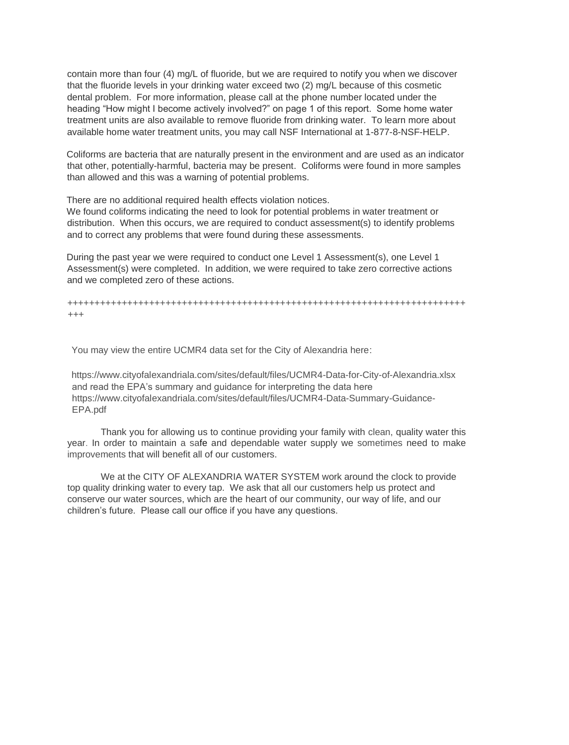contain more than four (4) mg/L of fluoride, but we are required to notify you when we discover that the fluoride levels in your drinking water exceed two (2) mg/L because of this cosmetic dental problem. For more information, please call at the phone number located under the heading "How might I become actively involved?" on page 1 of this report. Some home water treatment units are also available to remove fluoride from drinking water. To learn more about available home water treatment units, you may call NSF International at 1-877-8-NSF-HELP.

Coliforms are bacteria that are naturally present in the environment and are used as an indicator that other, potentially-harmful, bacteria may be present. Coliforms were found in more samples than allowed and this was a warning of potential problems.

There are no additional required health effects violation notices.
We found coliforms indicating the need to look for potential problems in water treatment or distribution. When this occurs, we are required to conduct assessment(s) to identify problems and to correct any problems that were found during these assessments.

During the past year we were required to conduct one Level 1 Assessment(s), one Level 1 Assessment(s) were completed. In addition, we were required to take zero corrective actions and we completed zero of these actions.

++++++++++++++++++++++++++++++++++++++++++++++++++++++++++++++++++++++++++++++

You may view the entire UCMR4 data set for the City of Alexandria here:

https://www.cityofalexandriala.com/sites/default/files/UCMR4-Data-for-City-of-Alexandria.xlsx and read the EPA's summary and guidance for interpreting the data here https://www.cityofalexandriala.com/sites/default/files/UCMR4-Data-Summary-Guidance-EPA.pdf

Thank you for allowing us to continue providing your family with clean, quality water this year. In order to maintain a safe and dependable water supply we sometimes need to make improvements that will benefit all of our customers.

We at the CITY OF ALEXANDRIA WATER SYSTEM work around the clock to provide top quality drinking water to every tap. We ask that all our customers help us protect and conserve our water sources, which are the heart of our community, our way of life, and our children's future. Please call our office if you have any questions.